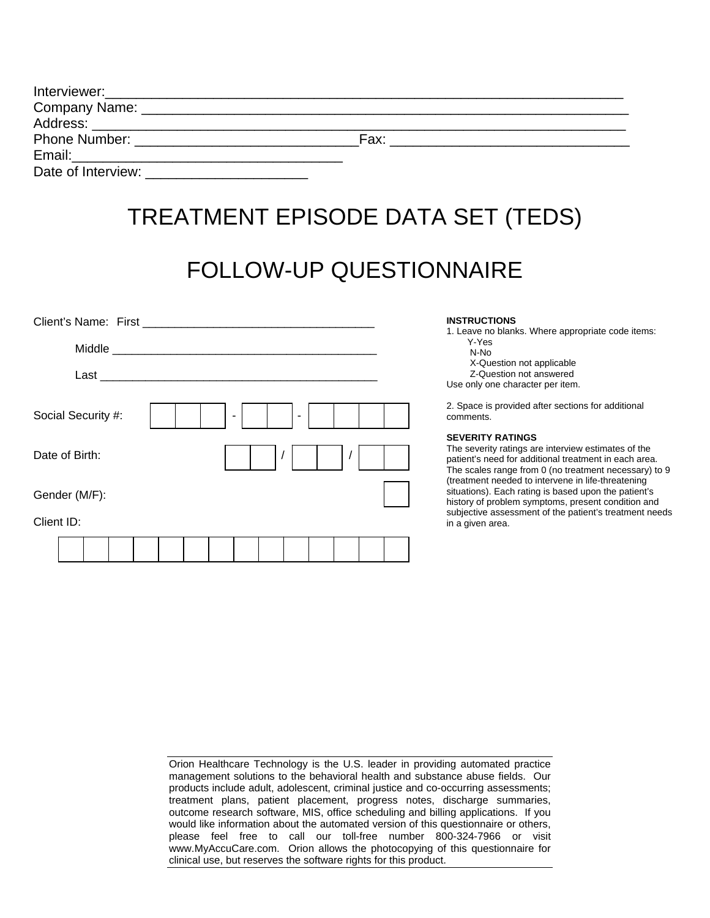Interviewer:_______________________________________________________________

Company Name: _____________________________________________________________

Address: _________________________________________________________________

Phone Number: ___________________________Fax: _______________________________

Email:__________________________________

Date of Interview: ____________________

# TREATMENT EPISODE DATA SET (TEDS)

# FOLLOW-UP QUESTIONNAIRE

Client's Name: First ___________________________________

Middle ________________________________________

Last __________________________________________

Social Security #: [ ][ ][ ] - [ ][ ] - [ ][ ][ ][ ]

Date of Birth: [ ][ ] / [ ][ ] / [ ][ ]

Gender (M/F): [ ]

Client ID:

[ ][ ][ ][ ][ ][ ][ ][ ][ ][ ][ ][ ][ ][ ]

**INSTRUCTIONS**

1. Leave no blanks. Where appropriate code items:
   - Y-Yes
   - N-No
   - X-Question not applicable
   - Z-Question not answered

   Use only one character per item.

2. Space is provided after sections for additional comments.

**SEVERITY RATINGS**

The severity ratings are interview estimates of the patient's need for additional treatment in each area. The scales range from 0 (no treatment necessary) to 9 (treatment needed to intervene in life-threatening situations). Each rating is based upon the patient's history of problem symptoms, present condition and subjective assessment of the patient's treatment needs in a given area.

---

Orion Healthcare Technology is the U.S. leader in providing automated practice management solutions to the behavioral health and substance abuse fields. Our products include adult, adolescent, criminal justice and co-occurring assessments; treatment plans, patient placement, progress notes, discharge summaries, outcome research software, MIS, office scheduling and billing applications. If you would like information about the automated version of this questionnaire or others, please feel free to call our toll-free number 800-324-7966 or visit www.MyAccuCare.com. Orion allows the photocopying of this questionnaire for clinical use, but reserves the software rights for this product.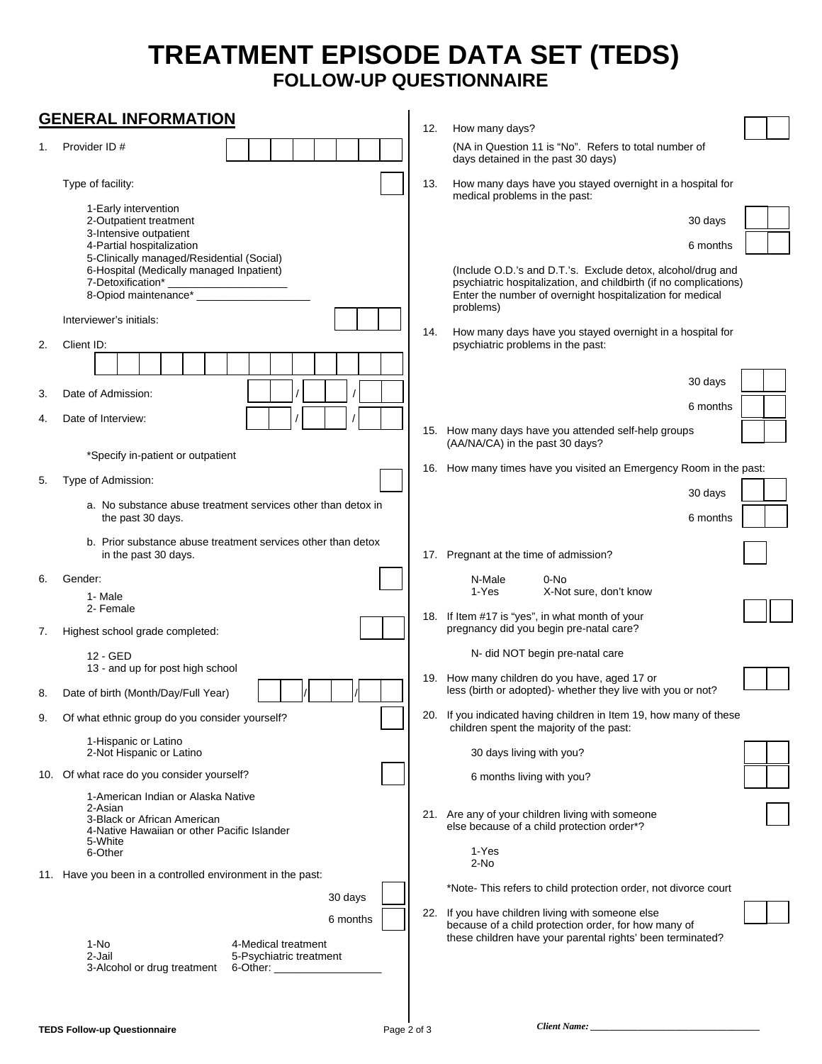# TREATMENT EPISODE DATA SET (TEDS)
## FOLLOW-UP QUESTIONNAIRE

## GENERAL INFORMATION

1. Provider ID #

   Type of facility:

   1-Early intervention
   2-Outpatient treatment
   3-Intensive outpatient
   4-Partial hospitalization
   5-Clinically managed/Residential (Social)
   6-Hospital (Medically managed Inpatient)
   7-Detoxification* ____________________
   8-Opiod maintenance* __________________

   Interviewer's initials:

2. Client ID:

3. Date of Admission: __ __ / __ __ / __ __

4. Date of Interview: __ __ / __ __ / __ __

   *Specify in-patient or outpatient

5. Type of Admission:

   a. No substance abuse treatment services other than detox in the past 30 days.

   b. Prior substance abuse treatment services other than detox in the past 30 days.

6. Gender:

   1- Male
   2- Female

7. Highest school grade completed:

   12 - GED
   13 - and up for post high school

8. Date of birth (Month/Day/Full Year) __ __ / __ __ / __ __ __ __

9. Of what ethnic group do you consider yourself?

   1-Hispanic or Latino
   2-Not Hispanic or Latino

10. Of what race do you consider yourself?

    1-American Indian or Alaska Native
    2-Asian
    3-Black or African American
    4-Native Hawaiian or other Pacific Islander
    5-White
    6-Other

11. Have you been in a controlled environment in the past:

    30 days
    6 months

    1-No
    2-Jail
    3-Alcohol or drug treatment
    4-Medical treatment
    5-Psychiatric treatment
    6-Other: __________________

12. How many days?

    (NA in Question 11 is "No". Refers to total number of days detained in the past 30 days)

13. How many days have you stayed overnight in a hospital for medical problems in the past:

    30 days
    6 months

    (Include O.D.'s and D.T.'s. Exclude detox, alcohol/drug and psychiatric hospitalization, and childbirth (if no complications) Enter the number of overnight hospitalization for medical problems)

14. How many days have you stayed overnight in a hospital for psychiatric problems in the past:

    30 days
    6 months

15. How many days have you attended self-help groups (AA/NA/CA) in the past 30 days?

16. How many times have you visited an Emergency Room in the past:

    30 days
    6 months

17. Pregnant at the time of admission?

    N-Male
    1-Yes
    0-No
    X-Not sure, don't know

18. If Item #17 is "yes", in what month of your pregnancy did you begin pre-natal care?

    N- did NOT begin pre-natal care

19. How many children do you have, aged 17 or less (birth or adopted)- whether they live with you or not?

20. If you indicated having children in Item 19, how many of these children spent the majority of the past:

    30 days living with you?

    6 months living with you?

21. Are any of your children living with someone else because of a child protection order*?

    1-Yes
    2-No

    *Note- This refers to child protection order, not divorce court

22. If you have children living with someone else because of a child protection order, for how many of these children have your parental rights' been terminated?

*Client Name:* ________________________________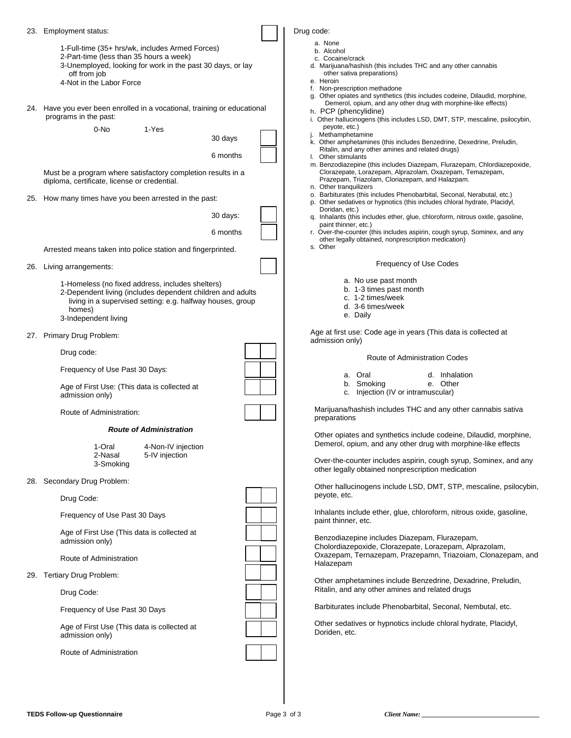23. Employment status: ☐

    1-Full-time (35+ hrs/wk, includes Armed Forces)
    2-Part-time (less than 35 hours a week)
    3-Unemployed, looking for work in the past 30 days, or lay off from job
    4-Not in the Labor Force

24. Have you ever been enrolled in a vocational, training or educational programs in the past:

    0-No    1-Yes

    30 days ☐

    6 months ☐

    Must be a program where satisfactory completion results in a diploma, certificate, license or credential.

25. How many times have you been arrested in the past:

    30 days: ☐

    6 months ☐

    Arrested means taken into police station and fingerprinted.

26. Living arrangements: ☐

    1-Homeless (no fixed address, includes shelters)
    2-Dependent living (includes dependent children and adults living in a supervised setting: e.g. halfway houses, group homes)
    3-Independent living

27. Primary Drug Problem:

    Drug code: ☐☐

    Frequency of Use Past 30 Days: ☐☐

    Age of First Use: (This data is collected at admission only) ☐☐

    Route of Administration: ☐☐

    ***Route of Administration***

    1-Oral    4-Non-IV injection
    2-Nasal    5-IV injection
    3-Smoking

28. Secondary Drug Problem:

    Drug Code: ☐☐

    Frequency of Use Past 30 Days ☐☐

    Age of First Use (This data is collected at admission only) ☐☐

    Route of Administration ☐☐

29. Tertiary Drug Problem:

    Drug Code: ☐☐

    Frequency of Use Past 30 Days ☐☐

    Age of First Use (This data is collected at admission only) ☐☐

    Route of Administration ☐☐

Drug code:

a. None
b. Alcohol
c. Cocaine/crack
d. Marijuana/hashish (this includes THC and any other cannabis other sativa preparations)
e. Heroin
f. Non-prescription methadone
g. Other opiates and synthetics (this includes codeine, Dilaudid, morphine, Demerol, opium, and any other drug with morphine-like effects)
h. PCP (phencylidine)
i. Other hallucinogens (this includes LSD, DMT, STP, mescaline, psilocybin, peyote, etc.)
j. Methamphetamine
k. Other amphetamines (this includes Benzedrine, Dexedrine, Preludin, Ritalin, and any other amines and related drugs)
l. Other stimulants
m. Benzodiazepine (this includes Diazepam, Flurazepam, Chlordiazepoxide, Clorazepate, Lorazepam, Alprazolam, Oxazepam, Temazepam, Prazepam, Triazolam, Cloriazepam, and Halazpam.
n. Other tranquilizers
o. Barbiturates (this includes Phenobarbital, Seconal, Nerabutal, etc.)
p. Other sedatives or hypnotics (this includes chloral hydrate, Placidyl, Doridan, etc.)
q. Inhalants (this includes ether, glue, chloroform, nitrous oxide, gasoline, paint thinner, etc.)
r. Over-the-counter (this includes aspirin, cough syrup, Sominex, and any other legally obtained, nonprescription medication)
s. Other

Frequency of Use Codes

a. No use past month
b. 1-3 times past month
c. 1-2 times/week
d. 3-6 times/week
e. Daily

Age at first use: Code age in years (This data is collected at admission only)

Route of Administration Codes

a. Oral    d. Inhalation
b. Smoking    e. Other
c. Injection (IV or intramuscular)

Marijuana/hashish includes THC and any other cannabis sativa preparations

Other opiates and synthetics include codeine, Dilaudid, morphine, Demerol, opium, and any other drug with morphine-like effects

Over-the-counter includes aspirin, cough syrup, Sominex, and any other legally obtained nonprescription medication

Other hallucinogens include LSD, DMT, STP, mescaline, psilocybin, peyote, etc.

Inhalants include ether, glue, chloroform, nitrous oxide, gasoline, paint thinner, etc.

Benzodiazepine includes Diazepam, Flurazepam, Cholordiazepoxide, Clorazepate, Lorazepam, Alprazolam, Oxazepam, Ternazepam, Prazepamn, Triazoiam, Clonazepam, and Halazepam

Other amphetamines include Benzedrine, Dexadrine, Preludin, Ritalin, and any other amines and related drugs

Barbiturates include Phenobarbital, Seconal, Nembutal, etc.

Other sedatives or hypnotics include chloral hydrate, Placidyl, Doriden, etc.

TEDS Follow-up Questionnaire    *Client Name:* ___________________